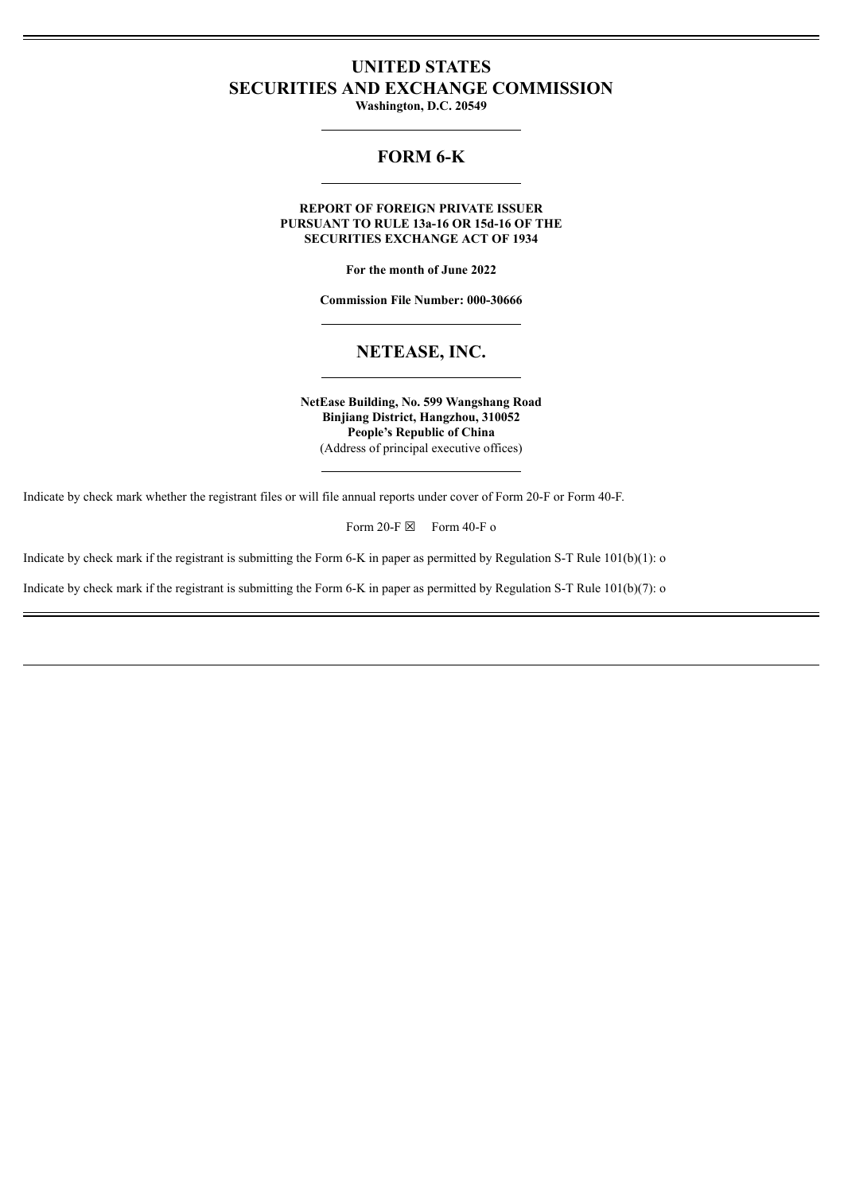# UNITED STATES
# SECURITIES AND EXCHANGE COMMISSION

**Washington, D.C. 20549**

---

## FORM 6-K

---

**REPORT OF FOREIGN PRIVATE ISSUER**
**PURSUANT TO RULE 13a-16 OR 15d-16 OF THE**
**SECURITIES EXCHANGE ACT OF 1934**

**For the month of June 2022**

**Commission File Number: 000-30666**

---

## NETEASE, INC.

---

**NetEase Building, No. 599 Wangshang Road**
**Binjiang District, Hangzhou, 310052**
**People's Republic of China**
(Address of principal executive offices)

---

Indicate by check mark whether the registrant files or will file annual reports under cover of Form 20-F or Form 40-F.

Form 20-F ☒ Form 40-F o

Indicate by check mark if the registrant is submitting the Form 6-K in paper as permitted by Regulation S-T Rule 101(b)(1): o

Indicate by check mark if the registrant is submitting the Form 6-K in paper as permitted by Regulation S-T Rule 101(b)(7): o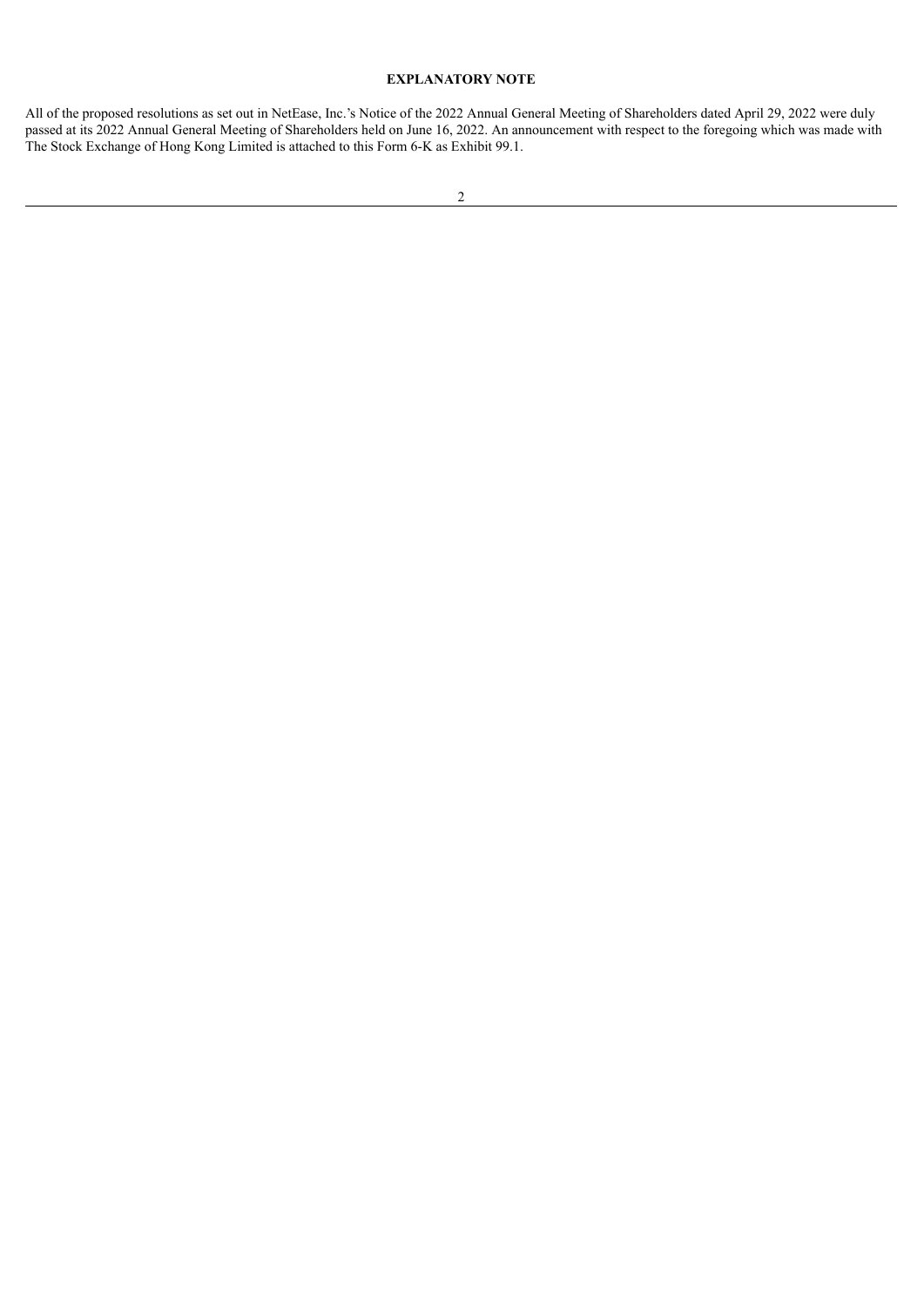## EXPLANATORY NOTE

All of the proposed resolutions as set out in NetEase, Inc.'s Notice of the 2022 Annual General Meeting of Shareholders dated April 29, 2022 were duly passed at its 2022 Annual General Meeting of Shareholders held on June 16, 2022. An announcement with respect to the foregoing which was made with The Stock Exchange of Hong Kong Limited is attached to this Form 6-K as Exhibit 99.1.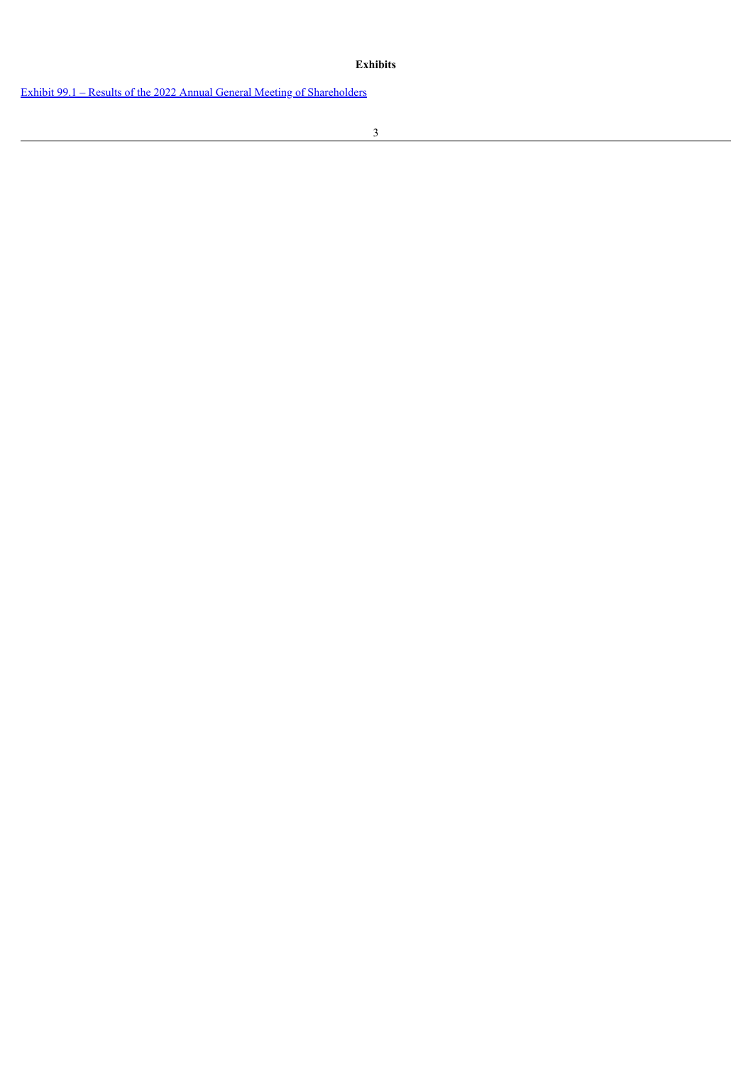**Exhibits**

Exhibit 99.1 – Results of the 2022 Annual General Meeting of Shareholders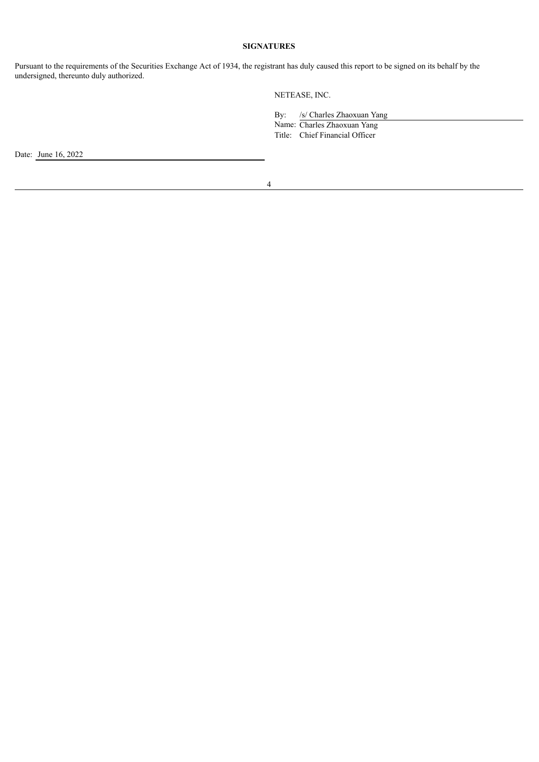**SIGNATURES**

Pursuant to the requirements of the Securities Exchange Act of 1934, the registrant has duly caused this report to be signed on its behalf by the undersigned, thereunto duly authorized.

NETEASE, INC.

By: /s/ Charles Zhaoxuan Yang
Name: Charles Zhaoxuan Yang
Title: Chief Financial Officer

Date: June 16, 2022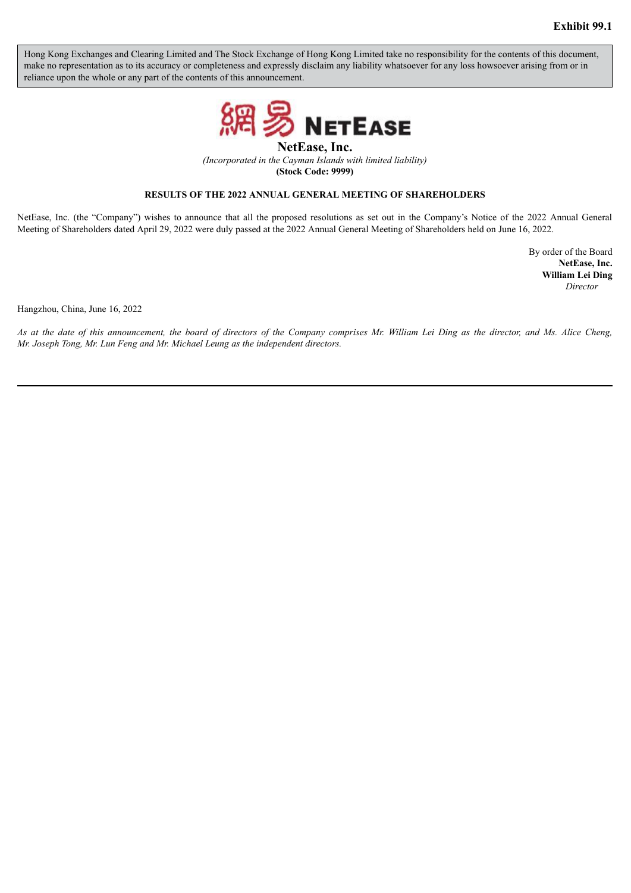**Exhibit 99.1**

Hong Kong Exchanges and Clearing Limited and The Stock Exchange of Hong Kong Limited take no responsibility for the contents of this document, make no representation as to its accuracy or completeness and expressly disclaim any liability whatsoever for any loss howsoever arising from or in reliance upon the whole or any part of the contents of this announcement.

網易 NETEASE

**NetEase, Inc.**

*(Incorporated in the Cayman Islands with limited liability)*

**(Stock Code: 9999)**

**RESULTS OF THE 2022 ANNUAL GENERAL MEETING OF SHAREHOLDERS**

NetEase, Inc. (the "Company") wishes to announce that all the proposed resolutions as set out in the Company's Notice of the 2022 Annual General Meeting of Shareholders dated April 29, 2022 were duly passed at the 2022 Annual General Meeting of Shareholders held on June 16, 2022.

By order of the Board
**NetEase, Inc.**
**William Lei Ding**
*Director*

Hangzhou, China, June 16, 2022

*As at the date of this announcement, the board of directors of the Company comprises Mr. William Lei Ding as the director, and Ms. Alice Cheng, Mr. Joseph Tong, Mr. Lun Feng and Mr. Michael Leung as the independent directors.*